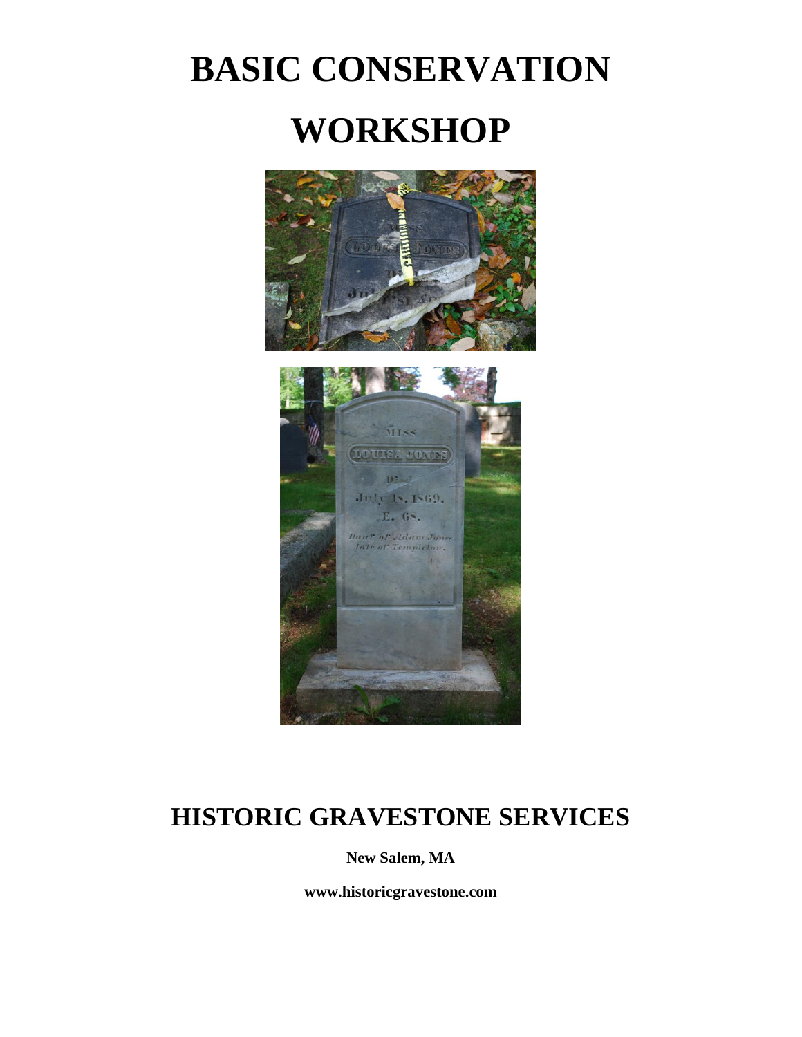# BASIC CONSERVATION WORKSHOP

## HISTORIC GRAVESTONE SERVICES

**New Salem, MA**

**www.historicgravestone.com**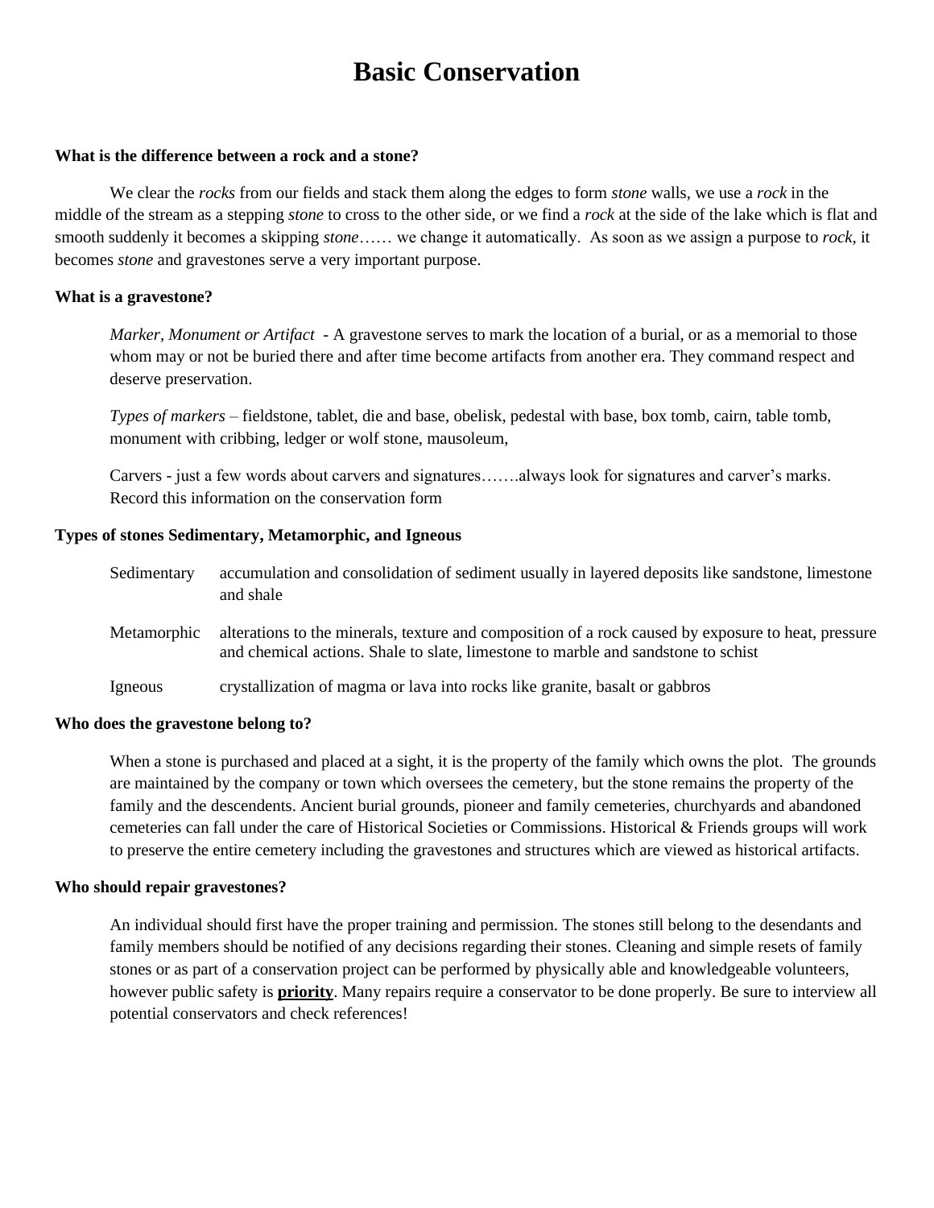# Basic Conservation

**What is the difference between a rock and a stone?**

We clear the *rocks* from our fields and stack them along the edges to form *stone* walls, we use a *rock* in the middle of the stream as a stepping *stone* to cross to the other side, or we find a *rock* at the side of the lake which is flat and smooth suddenly it becomes a skipping *stone*…… we change it automatically. As soon as we assign a purpose to *rock*, it becomes *stone* and gravestones serve a very important purpose.

**What is a gravestone?**

*Marker, Monument or Artifact* - A gravestone serves to mark the location of a burial, or as a memorial to those whom may or not be buried there and after time become artifacts from another era. They command respect and deserve preservation.

*Types of markers* – fieldstone, tablet, die and base, obelisk, pedestal with base, box tomb, cairn, table tomb, monument with cribbing, ledger or wolf stone, mausoleum,

Carvers - just a few words about carvers and signatures…….always look for signatures and carver's marks. Record this information on the conservation form

**Types of stones Sedimentary, Metamorphic, and Igneous**

| | |
|---|---|
| Sedimentary | accumulation and consolidation of sediment usually in layered deposits like sandstone, limestone and shale |
| Metamorphic | alterations to the minerals, texture and composition of a rock caused by exposure to heat, pressure and chemical actions. Shale to slate, limestone to marble and sandstone to schist |
| Igneous | crystallization of magma or lava into rocks like granite, basalt or gabbros |

**Who does the gravestone belong to?**

When a stone is purchased and placed at a sight, it is the property of the family which owns the plot. The grounds are maintained by the company or town which oversees the cemetery, but the stone remains the property of the family and the descendents. Ancient burial grounds, pioneer and family cemeteries, churchyards and abandoned cemeteries can fall under the care of Historical Societies or Commissions. Historical & Friends groups will work to preserve the entire cemetery including the gravestones and structures which are viewed as historical artifacts.

**Who should repair gravestones?**

An individual should first have the proper training and permission. The stones still belong to the desendants and family members should be notified of any decisions regarding their stones. Cleaning and simple resets of family stones or as part of a conservation project can be performed by physically able and knowledgeable volunteers, however public safety is <u>**priority**</u>. Many repairs require a conservator to be done properly. Be sure to interview all potential conservators and check references!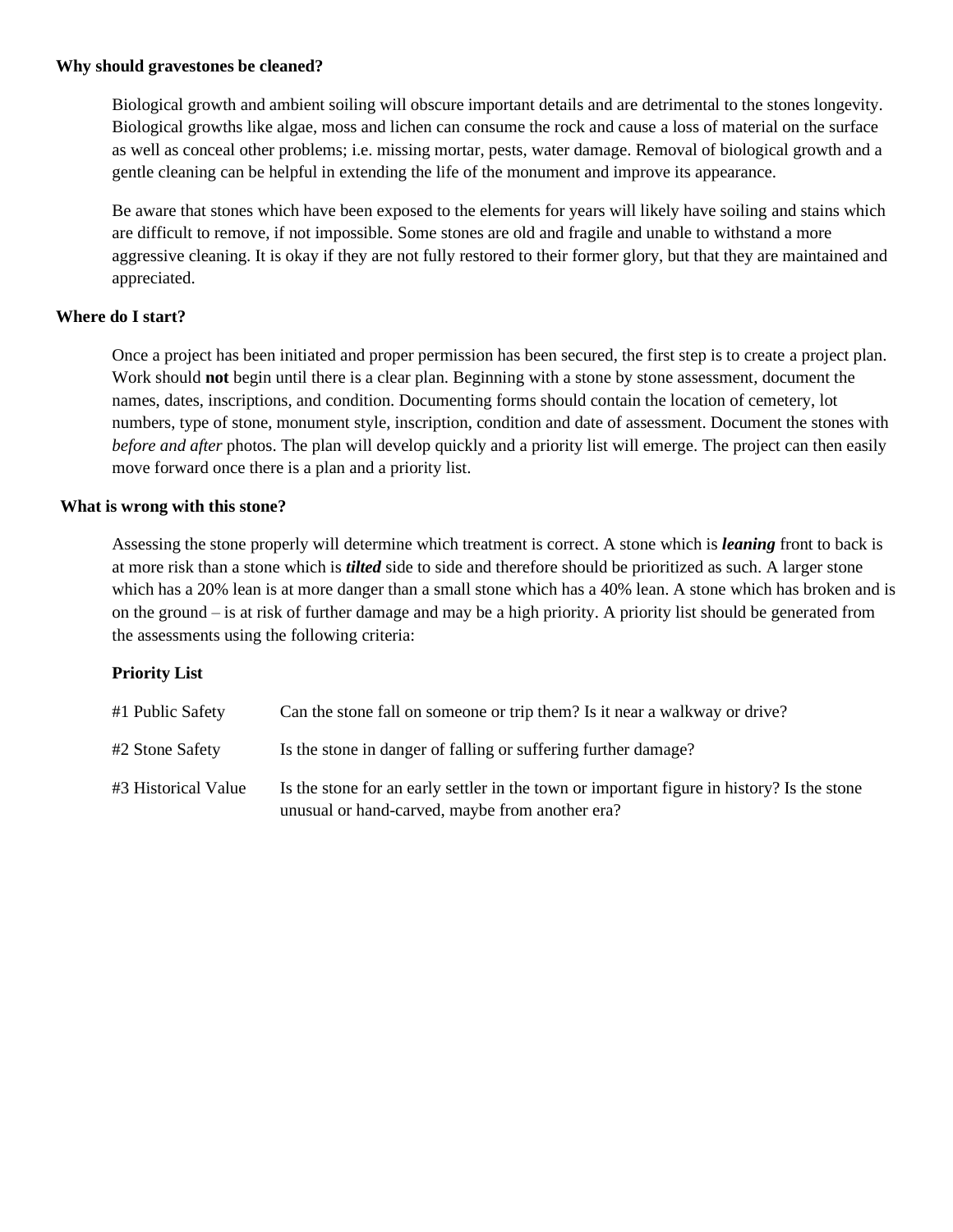**Why should gravestones be cleaned?**

Biological growth and ambient soiling will obscure important details and are detrimental to the stones longevity. Biological growths like algae, moss and lichen can consume the rock and cause a loss of material on the surface as well as conceal other problems; i.e. missing mortar, pests, water damage. Removal of biological growth and a gentle cleaning can be helpful in extending the life of the monument and improve its appearance.

Be aware that stones which have been exposed to the elements for years will likely have soiling and stains which are difficult to remove, if not impossible. Some stones are old and fragile and unable to withstand a more aggressive cleaning. It is okay if they are not fully restored to their former glory, but that they are maintained and appreciated.

**Where do I start?**

Once a project has been initiated and proper permission has been secured, the first step is to create a project plan. Work should **not** begin until there is a clear plan. Beginning with a stone by stone assessment, document the names, dates, inscriptions, and condition. Documenting forms should contain the location of cemetery, lot numbers, type of stone, monument style, inscription, condition and date of assessment. Document the stones with *before and after* photos. The plan will develop quickly and a priority list will emerge. The project can then easily move forward once there is a plan and a priority list.

**What is wrong with this stone?**

Assessing the stone properly will determine which treatment is correct. A stone which is ***leaning*** front to back is at more risk than a stone which is ***tilted*** side to side and therefore should be prioritized as such. A larger stone which has a 20% lean is at more danger than a small stone which has a 40% lean. A stone which has broken and is on the ground – is at risk of further damage and may be a high priority. A priority list should be generated from the assessments using the following criteria:

**Priority List**

| | |
|---|---|
| #1 Public Safety | Can the stone fall on someone or trip them? Is it near a walkway or drive? |
| #2 Stone Safety | Is the stone in danger of falling or suffering further damage? |
| #3 Historical Value | Is the stone for an early settler in the town or important figure in history? Is the stone unusual or hand-carved, maybe from another era? |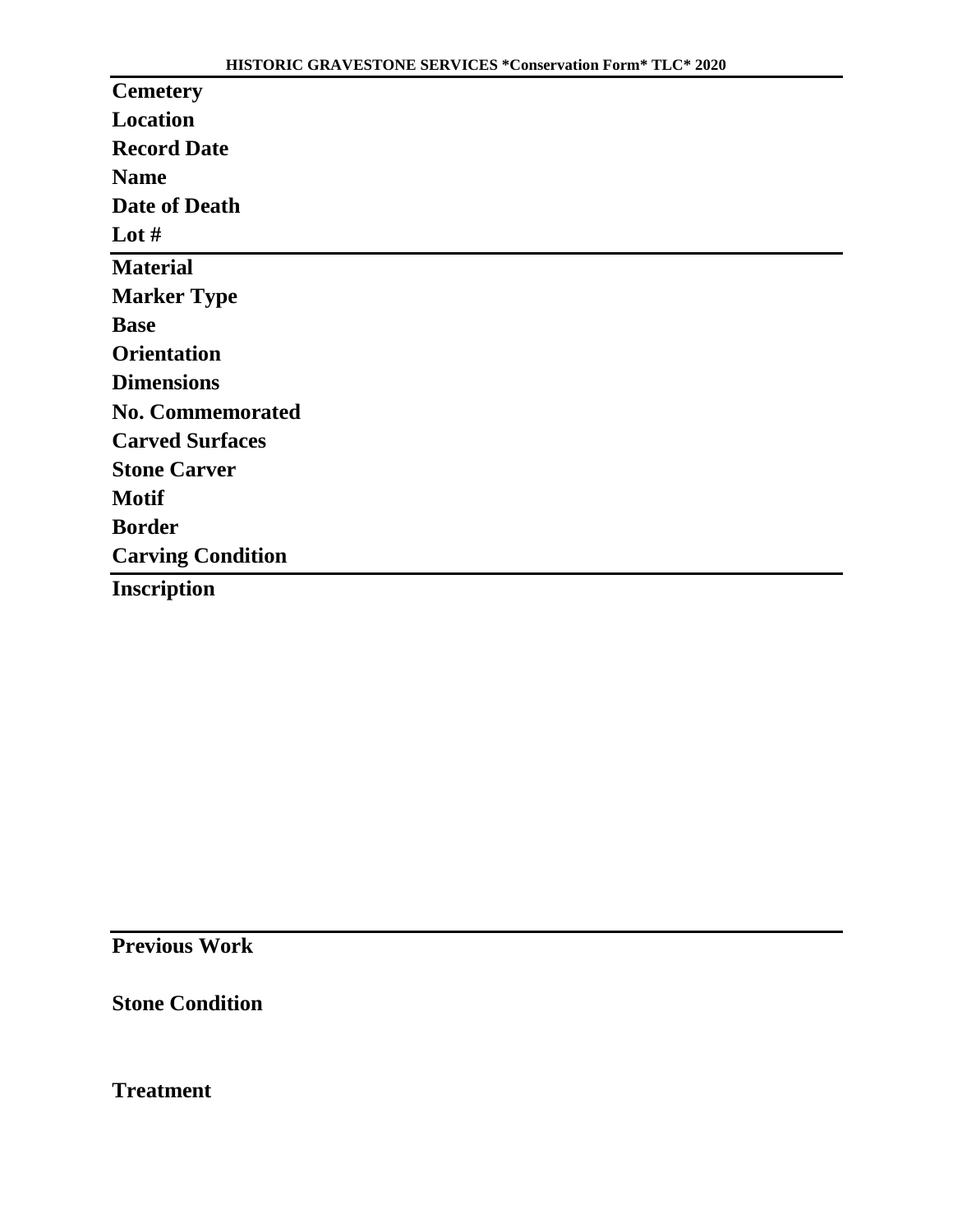HISTORIC GRAVESTONE SERVICES *Conservation Form* TLC* 2020

**Cemetery**

**Location**

**Record Date**

**Name**

**Date of Death**

**Lot #**

---

**Material**

**Marker Type**

**Base**

**Orientation**

**Dimensions**

**No. Commemorated**

**Carved Surfaces**

**Stone Carver**

**Motif**

**Border**

**Carving Condition**

---

**Inscription**

---

**Previous Work**

**Stone Condition**

**Treatment**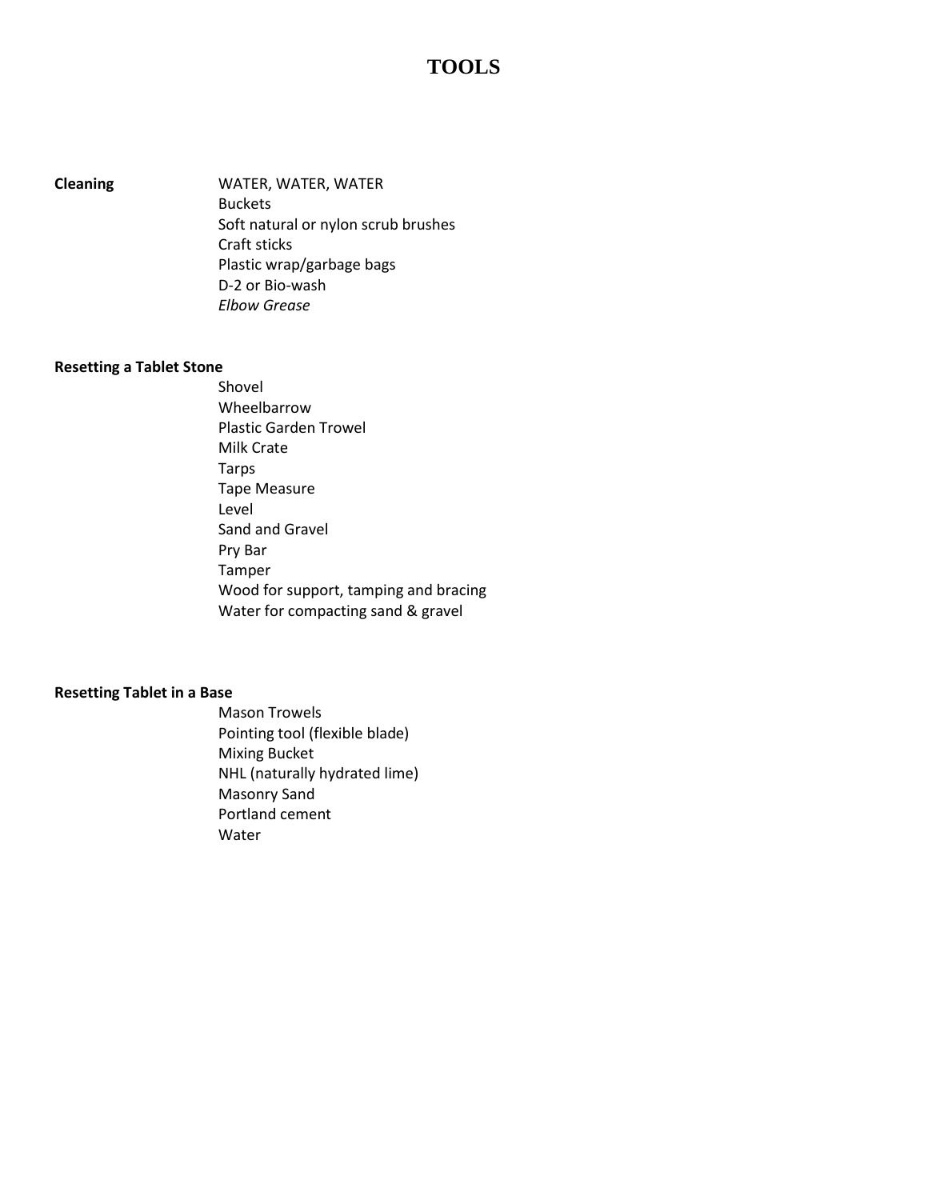# TOOLS

**Cleaning**

- WATER, WATER, WATER
- Buckets
- Soft natural or nylon scrub brushes
- Craft sticks
- Plastic wrap/garbage bags
- D-2 or Bio-wash
- *Elbow Grease*

**Resetting a Tablet Stone**

- Shovel
- Wheelbarrow
- Plastic Garden Trowel
- Milk Crate
- Tarps
- Tape Measure
- Level
- Sand and Gravel
- Pry Bar
- Tamper
- Wood for support, tamping and bracing
- Water for compacting sand & gravel

**Resetting Tablet in a Base**

- Mason Trowels
- Pointing tool (flexible blade)
- Mixing Bucket
- NHL (naturally hydrated lime)
- Masonry Sand
- Portland cement
- Water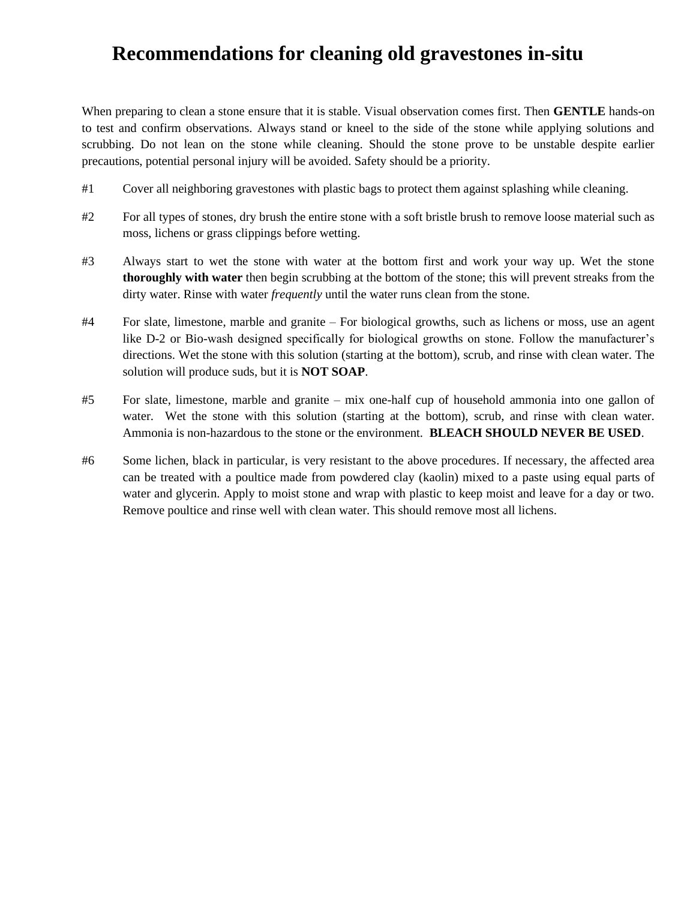# Recommendations for cleaning old gravestones in-situ

When preparing to clean a stone ensure that it is stable. Visual observation comes first. Then **GENTLE** hands-on to test and confirm observations. Always stand or kneel to the side of the stone while applying solutions and scrubbing. Do not lean on the stone while cleaning. Should the stone prove to be unstable despite earlier precautions, potential personal injury will be avoided. Safety should be a priority.

#1 Cover all neighboring gravestones with plastic bags to protect them against splashing while cleaning.

#2 For all types of stones, dry brush the entire stone with a soft bristle brush to remove loose material such as moss, lichens or grass clippings before wetting.

#3 Always start to wet the stone with water at the bottom first and work your way up. Wet the stone **thoroughly with water** then begin scrubbing at the bottom of the stone; this will prevent streaks from the dirty water. Rinse with water *frequently* until the water runs clean from the stone.

#4 For slate, limestone, marble and granite – For biological growths, such as lichens or moss, use an agent like D-2 or Bio-wash designed specifically for biological growths on stone. Follow the manufacturer's directions. Wet the stone with this solution (starting at the bottom), scrub, and rinse with clean water. The solution will produce suds, but it is **NOT SOAP**.

#5 For slate, limestone, marble and granite – mix one-half cup of household ammonia into one gallon of water. Wet the stone with this solution (starting at the bottom), scrub, and rinse with clean water. Ammonia is non-hazardous to the stone or the environment. **BLEACH SHOULD NEVER BE USED**.

#6 Some lichen, black in particular, is very resistant to the above procedures. If necessary, the affected area can be treated with a poultice made from powdered clay (kaolin) mixed to a paste using equal parts of water and glycerin. Apply to moist stone and wrap with plastic to keep moist and leave for a day or two. Remove poultice and rinse well with clean water. This should remove most all lichens.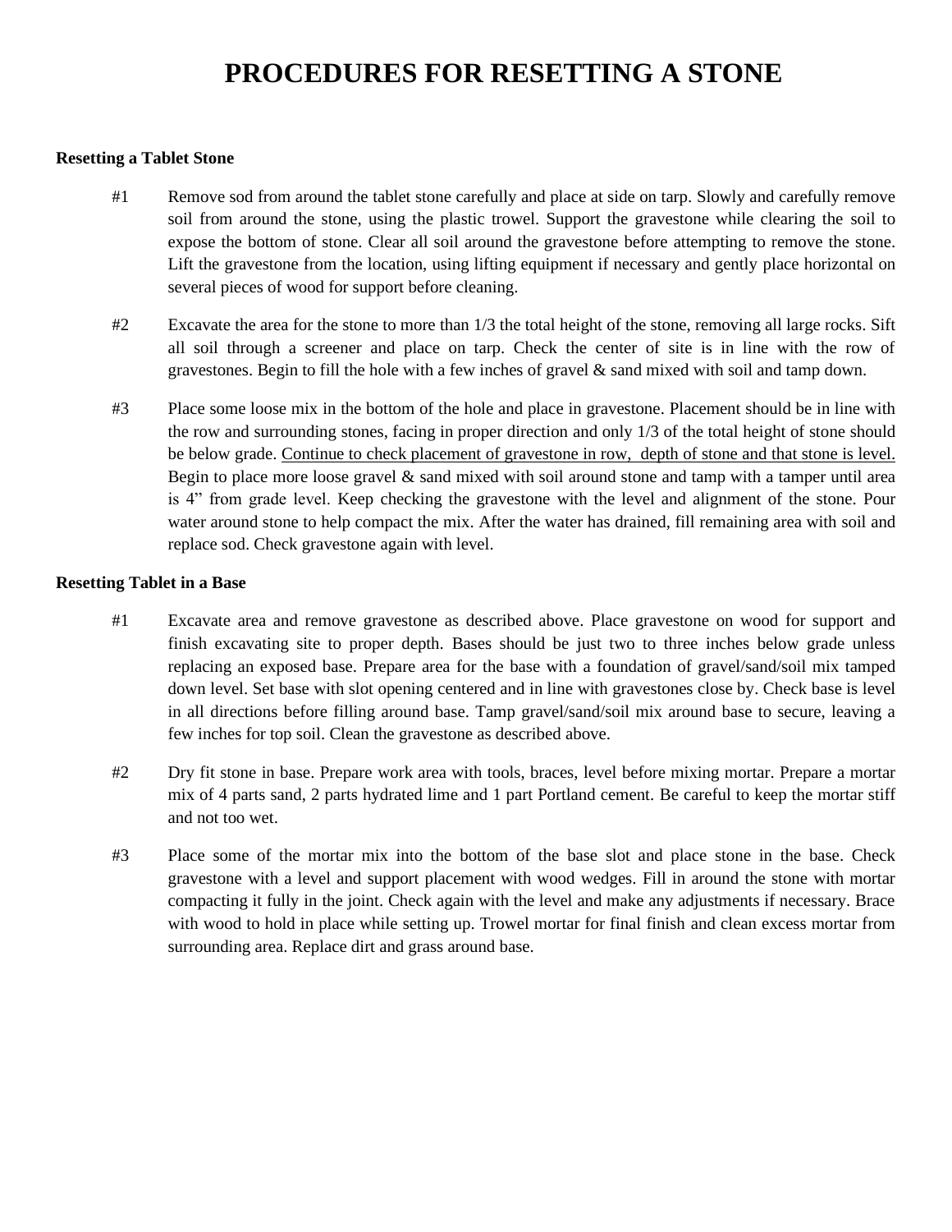# PROCEDURES FOR RESETTING A STONE

**Resetting a Tablet Stone**

#1 Remove sod from around the tablet stone carefully and place at side on tarp. Slowly and carefully remove soil from around the stone, using the plastic trowel. Support the gravestone while clearing the soil to expose the bottom of stone. Clear all soil around the gravestone before attempting to remove the stone. Lift the gravestone from the location, using lifting equipment if necessary and gently place horizontal on several pieces of wood for support before cleaning.

#2 Excavate the area for the stone to more than 1/3 the total height of the stone, removing all large rocks. Sift all soil through a screener and place on tarp. Check the center of site is in line with the row of gravestones. Begin to fill the hole with a few inches of gravel & sand mixed with soil and tamp down.

#3 Place some loose mix in the bottom of the hole and place in gravestone. Placement should be in line with the row and surrounding stones, facing in proper direction and only 1/3 of the total height of stone should be below grade. <u>Continue to check placement of gravestone in row, depth of stone and that stone is level.</u> Begin to place more loose gravel & sand mixed with soil around stone and tamp with a tamper until area is 4" from grade level. Keep checking the gravestone with the level and alignment of the stone. Pour water around stone to help compact the mix. After the water has drained, fill remaining area with soil and replace sod. Check gravestone again with level.

**Resetting Tablet in a Base**

#1 Excavate area and remove gravestone as described above. Place gravestone on wood for support and finish excavating site to proper depth. Bases should be just two to three inches below grade unless replacing an exposed base. Prepare area for the base with a foundation of gravel/sand/soil mix tamped down level. Set base with slot opening centered and in line with gravestones close by. Check base is level in all directions before filling around base. Tamp gravel/sand/soil mix around base to secure, leaving a few inches for top soil. Clean the gravestone as described above.

#2 Dry fit stone in base. Prepare work area with tools, braces, level before mixing mortar. Prepare a mortar mix of 4 parts sand, 2 parts hydrated lime and 1 part Portland cement. Be careful to keep the mortar stiff and not too wet.

#3 Place some of the mortar mix into the bottom of the base slot and place stone in the base. Check gravestone with a level and support placement with wood wedges. Fill in around the stone with mortar compacting it fully in the joint. Check again with the level and make any adjustments if necessary. Brace with wood to hold in place while setting up. Trowel mortar for final finish and clean excess mortar from surrounding area. Replace dirt and grass around base.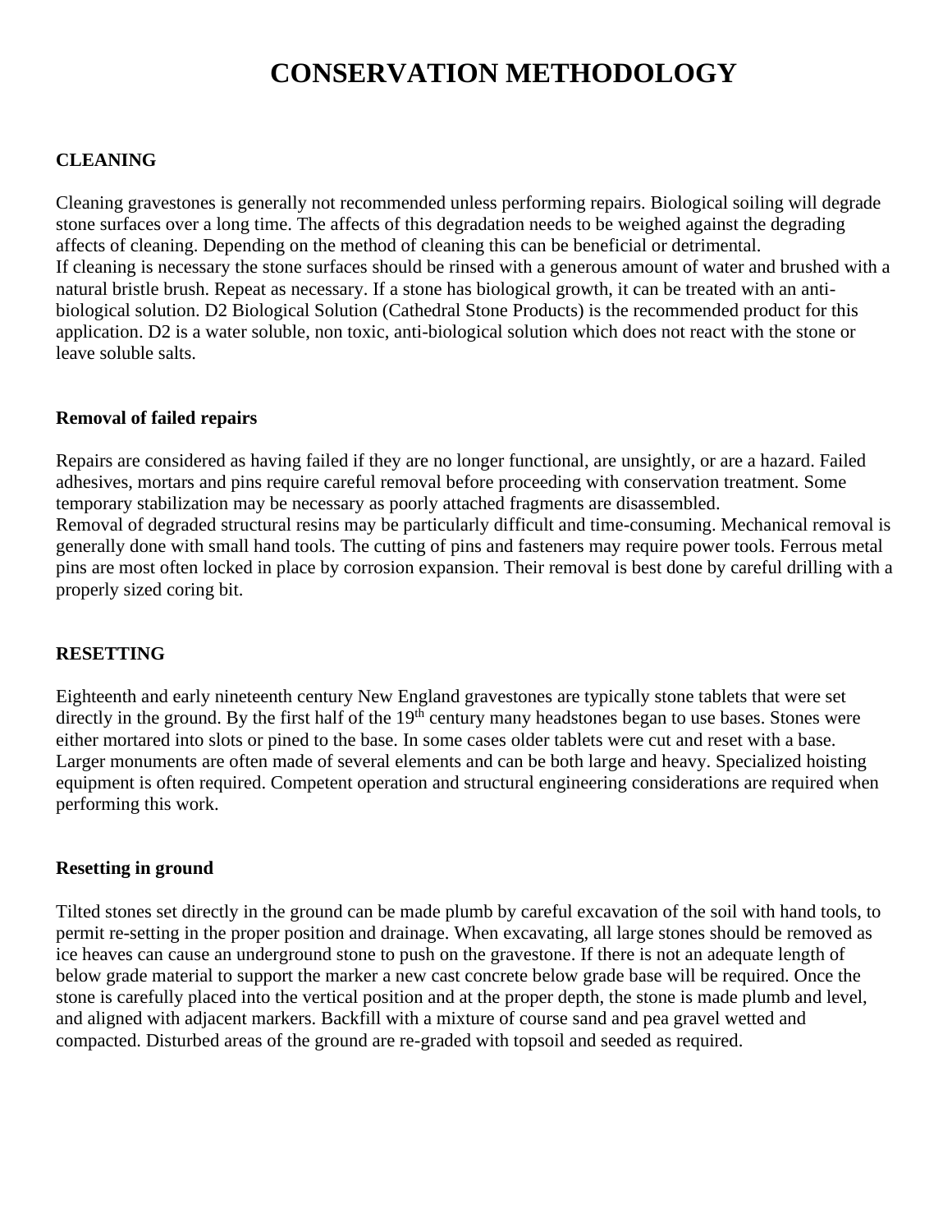# CONSERVATION METHODOLOGY

## CLEANING

Cleaning gravestones is generally not recommended unless performing repairs. Biological soiling will degrade stone surfaces over a long time. The affects of this degradation needs to be weighed against the degrading affects of cleaning. Depending on the method of cleaning this can be beneficial or detrimental.
If cleaning is necessary the stone surfaces should be rinsed with a generous amount of water and brushed with a natural bristle brush. Repeat as necessary. If a stone has biological growth, it can be treated with an anti-biological solution. D2 Biological Solution (Cathedral Stone Products) is the recommended product for this application. D2 is a water soluble, non toxic, anti-biological solution which does not react with the stone or leave soluble salts.

### Removal of failed repairs

Repairs are considered as having failed if they are no longer functional, are unsightly, or are a hazard. Failed adhesives, mortars and pins require careful removal before proceeding with conservation treatment. Some temporary stabilization may be necessary as poorly attached fragments are disassembled.
Removal of degraded structural resins may be particularly difficult and time-consuming. Mechanical removal is generally done with small hand tools. The cutting of pins and fasteners may require power tools. Ferrous metal pins are most often locked in place by corrosion expansion. Their removal is best done by careful drilling with a properly sized coring bit.

## RESETTING

Eighteenth and early nineteenth century New England gravestones are typically stone tablets that were set directly in the ground. By the first half of the 19th century many headstones began to use bases. Stones were either mortared into slots or pined to the base. In some cases older tablets were cut and reset with a base. Larger monuments are often made of several elements and can be both large and heavy. Specialized hoisting equipment is often required. Competent operation and structural engineering considerations are required when performing this work.

### Resetting in ground

Tilted stones set directly in the ground can be made plumb by careful excavation of the soil with hand tools, to permit re-setting in the proper position and drainage. When excavating, all large stones should be removed as ice heaves can cause an underground stone to push on the gravestone. If there is not an adequate length of below grade material to support the marker a new cast concrete below grade base will be required. Once the stone is carefully placed into the vertical position and at the proper depth, the stone is made plumb and level, and aligned with adjacent markers. Backfill with a mixture of course sand and pea gravel wetted and compacted. Disturbed areas of the ground are re-graded with topsoil and seeded as required.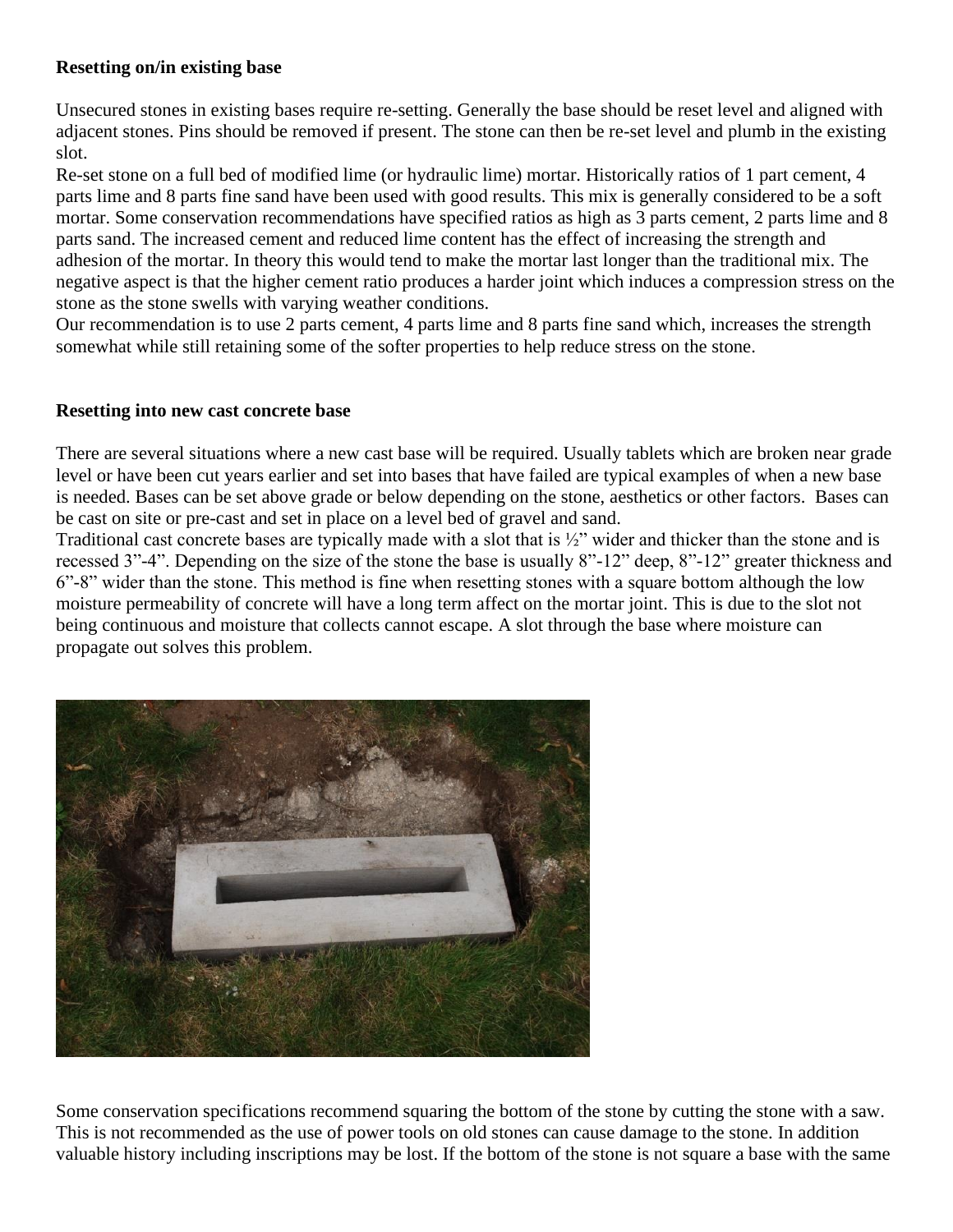**Resetting on/in existing base**

Unsecured stones in existing bases require re-setting. Generally the base should be reset level and aligned with adjacent stones. Pins should be removed if present. The stone can then be re-set level and plumb in the existing slot.

Re-set stone on a full bed of modified lime (or hydraulic lime) mortar. Historically ratios of 1 part cement, 4 parts lime and 8 parts fine sand have been used with good results. This mix is generally considered to be a soft mortar. Some conservation recommendations have specified ratios as high as 3 parts cement, 2 parts lime and 8 parts sand. The increased cement and reduced lime content has the effect of increasing the strength and adhesion of the mortar. In theory this would tend to make the mortar last longer than the traditional mix. The negative aspect is that the higher cement ratio produces a harder joint which induces a compression stress on the stone as the stone swells with varying weather conditions.

Our recommendation is to use 2 parts cement, 4 parts lime and 8 parts fine sand which, increases the strength somewhat while still retaining some of the softer properties to help reduce stress on the stone.

**Resetting into new cast concrete base**

There are several situations where a new cast base will be required. Usually tablets which are broken near grade level or have been cut years earlier and set into bases that have failed are typical examples of when a new base is needed. Bases can be set above grade or below depending on the stone, aesthetics or other factors. Bases can be cast on site or pre-cast and set in place on a level bed of gravel and sand.

Traditional cast concrete bases are typically made with a slot that is ½" wider and thicker than the stone and is recessed 3"-4". Depending on the size of the stone the base is usually 8"-12" deep, 8"-12" greater thickness and 6"-8" wider than the stone. This method is fine when resetting stones with a square bottom although the low moisture permeability of concrete will have a long term affect on the mortar joint. This is due to the slot not being continuous and moisture that collects cannot escape. A slot through the base where moisture can propagate out solves this problem.

Some conservation specifications recommend squaring the bottom of the stone by cutting the stone with a saw. This is not recommended as the use of power tools on old stones can cause damage to the stone. In addition valuable history including inscriptions may be lost. If the bottom of the stone is not square a base with the same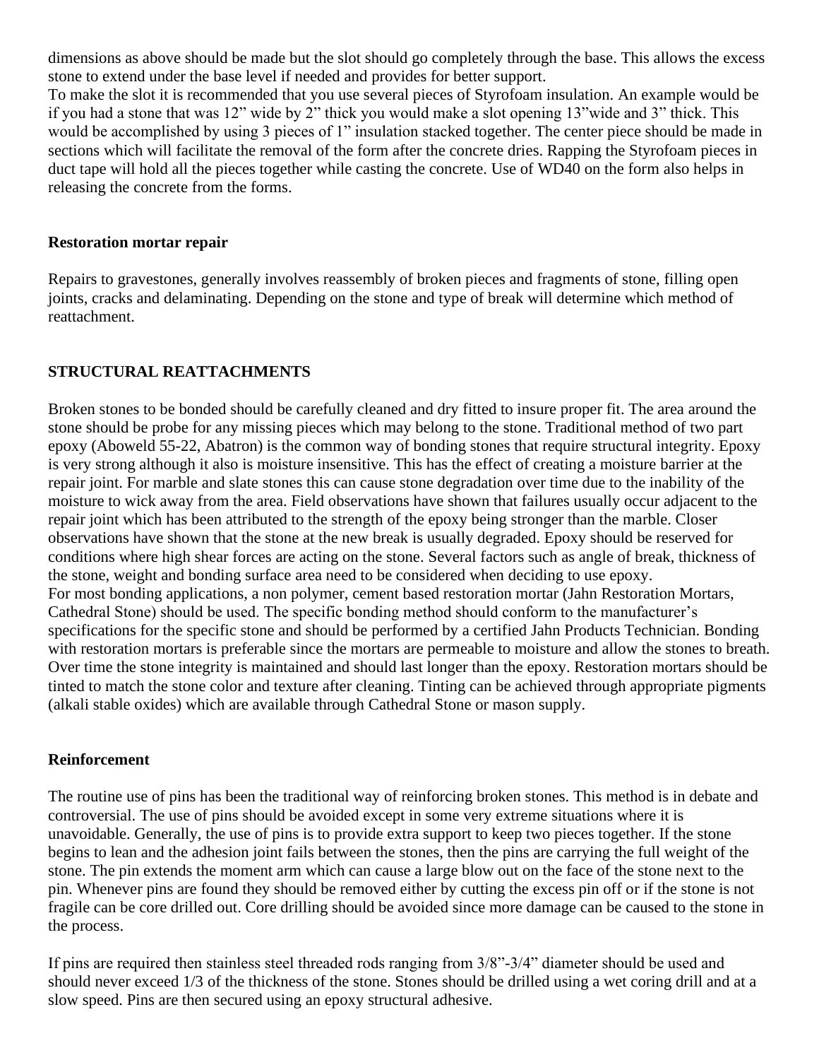dimensions as above should be made but the slot should go completely through the base. This allows the excess stone to extend under the base level if needed and provides for better support.
To make the slot it is recommended that you use several pieces of Styrofoam insulation. An example would be if you had a stone that was 12" wide by 2" thick you would make a slot opening 13"wide and 3" thick. This would be accomplished by using 3 pieces of 1" insulation stacked together. The center piece should be made in sections which will facilitate the removal of the form after the concrete dries. Rapping the Styrofoam pieces in duct tape will hold all the pieces together while casting the concrete. Use of WD40 on the form also helps in releasing the concrete from the forms.

**Restoration mortar repair**

Repairs to gravestones, generally involves reassembly of broken pieces and fragments of stone, filling open joints, cracks and delaminating. Depending on the stone and type of break will determine which method of reattachment.

**STRUCTURAL REATTACHMENTS**

Broken stones to be bonded should be carefully cleaned and dry fitted to insure proper fit. The area around the stone should be probe for any missing pieces which may belong to the stone. Traditional method of two part epoxy (Aboweld 55-22, Abatron) is the common way of bonding stones that require structural integrity. Epoxy is very strong although it also is moisture insensitive. This has the effect of creating a moisture barrier at the repair joint. For marble and slate stones this can cause stone degradation over time due to the inability of the moisture to wick away from the area. Field observations have shown that failures usually occur adjacent to the repair joint which has been attributed to the strength of the epoxy being stronger than the marble. Closer observations have shown that the stone at the new break is usually degraded. Epoxy should be reserved for conditions where high shear forces are acting on the stone. Several factors such as angle of break, thickness of the stone, weight and bonding surface area need to be considered when deciding to use epoxy.
For most bonding applications, a non polymer, cement based restoration mortar (Jahn Restoration Mortars, Cathedral Stone) should be used. The specific bonding method should conform to the manufacturer's specifications for the specific stone and should be performed by a certified Jahn Products Technician. Bonding with restoration mortars is preferable since the mortars are permeable to moisture and allow the stones to breath. Over time the stone integrity is maintained and should last longer than the epoxy. Restoration mortars should be tinted to match the stone color and texture after cleaning. Tinting can be achieved through appropriate pigments (alkali stable oxides) which are available through Cathedral Stone or mason supply.

**Reinforcement**

The routine use of pins has been the traditional way of reinforcing broken stones. This method is in debate and controversial. The use of pins should be avoided except in some very extreme situations where it is unavoidable. Generally, the use of pins is to provide extra support to keep two pieces together. If the stone begins to lean and the adhesion joint fails between the stones, then the pins are carrying the full weight of the stone. The pin extends the moment arm which can cause a large blow out on the face of the stone next to the pin. Whenever pins are found they should be removed either by cutting the excess pin off or if the stone is not fragile can be core drilled out. Core drilling should be avoided since more damage can be caused to the stone in the process.

If pins are required then stainless steel threaded rods ranging from 3/8"-3/4" diameter should be used and should never exceed 1/3 of the thickness of the stone. Stones should be drilled using a wet coring drill and at a slow speed. Pins are then secured using an epoxy structural adhesive.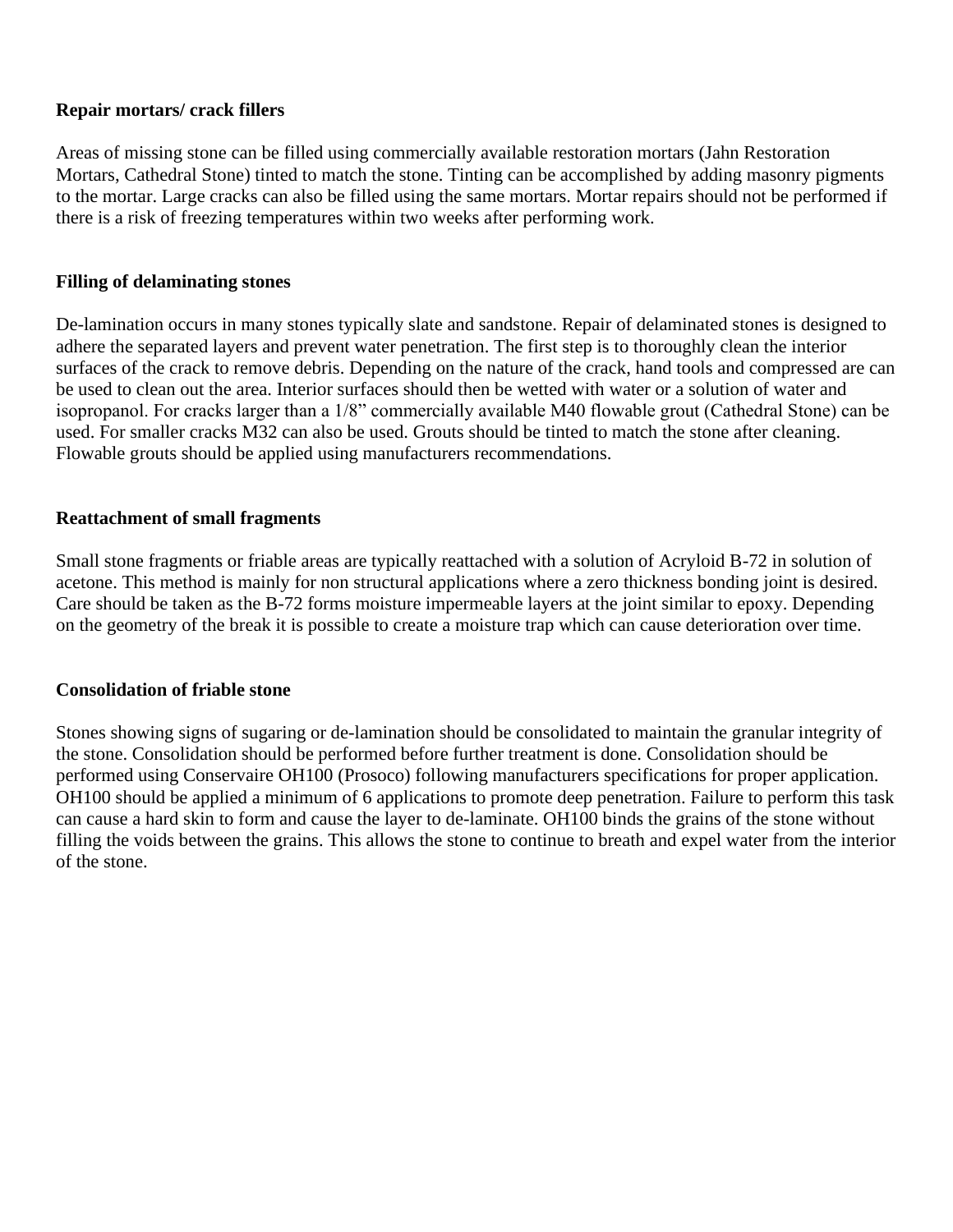**Repair mortars/ crack fillers**

Areas of missing stone can be filled using commercially available restoration mortars (Jahn Restoration Mortars, Cathedral Stone) tinted to match the stone. Tinting can be accomplished by adding masonry pigments to the mortar. Large cracks can also be filled using the same mortars. Mortar repairs should not be performed if there is a risk of freezing temperatures within two weeks after performing work.

**Filling of delaminating stones**

De-lamination occurs in many stones typically slate and sandstone. Repair of delaminated stones is designed to adhere the separated layers and prevent water penetration. The first step is to thoroughly clean the interior surfaces of the crack to remove debris. Depending on the nature of the crack, hand tools and compressed are can be used to clean out the area. Interior surfaces should then be wetted with water or a solution of water and isopropanol. For cracks larger than a 1/8" commercially available M40 flowable grout (Cathedral Stone) can be used. For smaller cracks M32 can also be used. Grouts should be tinted to match the stone after cleaning. Flowable grouts should be applied using manufacturers recommendations.

**Reattachment of small fragments**

Small stone fragments or friable areas are typically reattached with a solution of Acryloid B-72 in solution of acetone. This method is mainly for non structural applications where a zero thickness bonding joint is desired. Care should be taken as the B-72 forms moisture impermeable layers at the joint similar to epoxy. Depending on the geometry of the break it is possible to create a moisture trap which can cause deterioration over time.

**Consolidation of friable stone**

Stones showing signs of sugaring or de-lamination should be consolidated to maintain the granular integrity of the stone. Consolidation should be performed before further treatment is done. Consolidation should be performed using Conservaire OH100 (Prosoco) following manufacturers specifications for proper application. OH100 should be applied a minimum of 6 applications to promote deep penetration. Failure to perform this task can cause a hard skin to form and cause the layer to de-laminate. OH100 binds the grains of the stone without filling the voids between the grains. This allows the stone to continue to breath and expel water from the interior of the stone.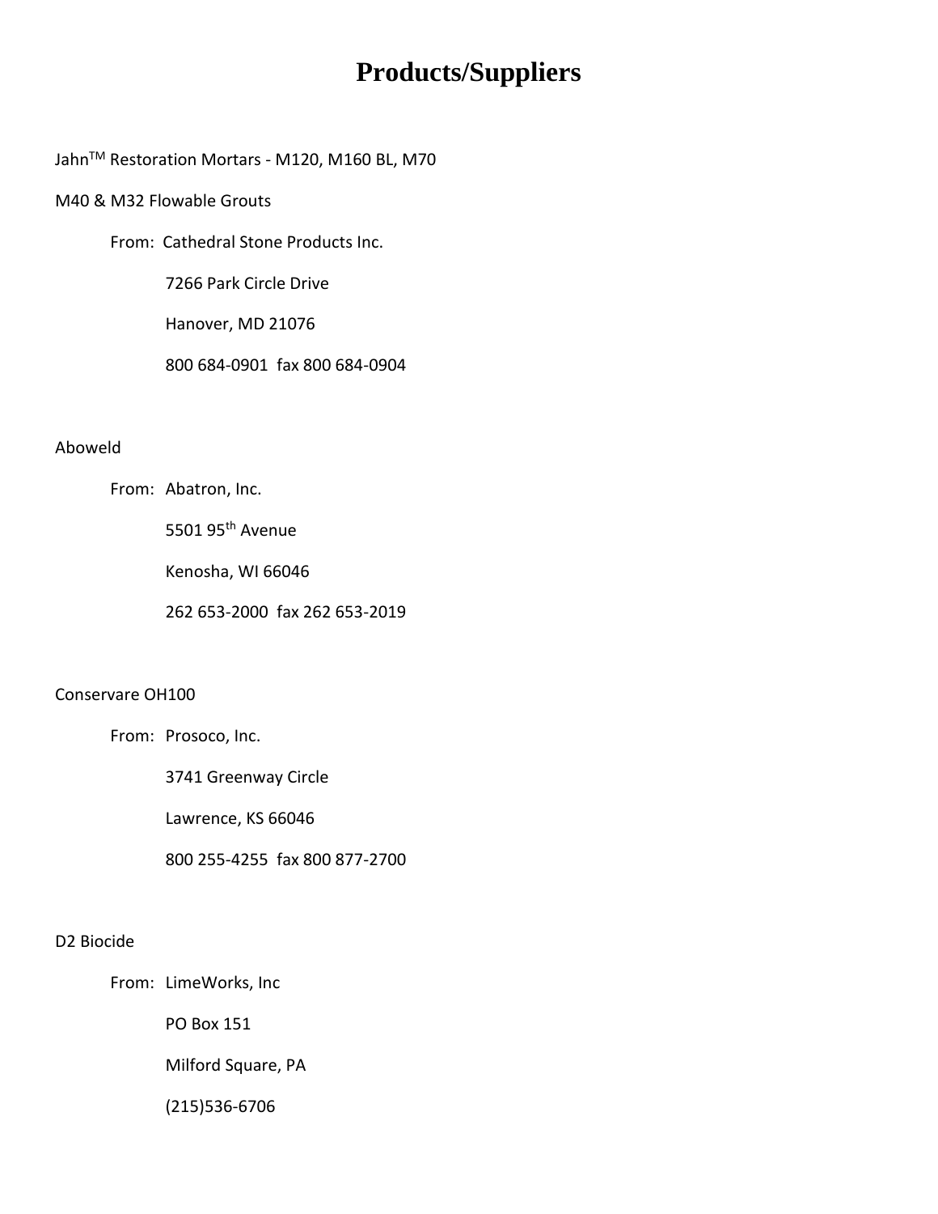# Products/Suppliers

Jahn[TM] Restoration Mortars - M120, M160 BL, M70

M40 & M32 Flowable Grouts

From: Cathedral Stone Products Inc.

7266 Park Circle Drive

Hanover, MD 21076

800 684-0901 fax 800 684-0904

Aboweld

From: Abatron, Inc.

5501 95th Avenue

Kenosha, WI 66046

262 653-2000 fax 262 653-2019

Conservare OH100

From: Prosoco, Inc.

3741 Greenway Circle

Lawrence, KS 66046

800 255-4255 fax 800 877-2700

D2 Biocide

From: LimeWorks, Inc

PO Box 151

Milford Square, PA

(215)536-6706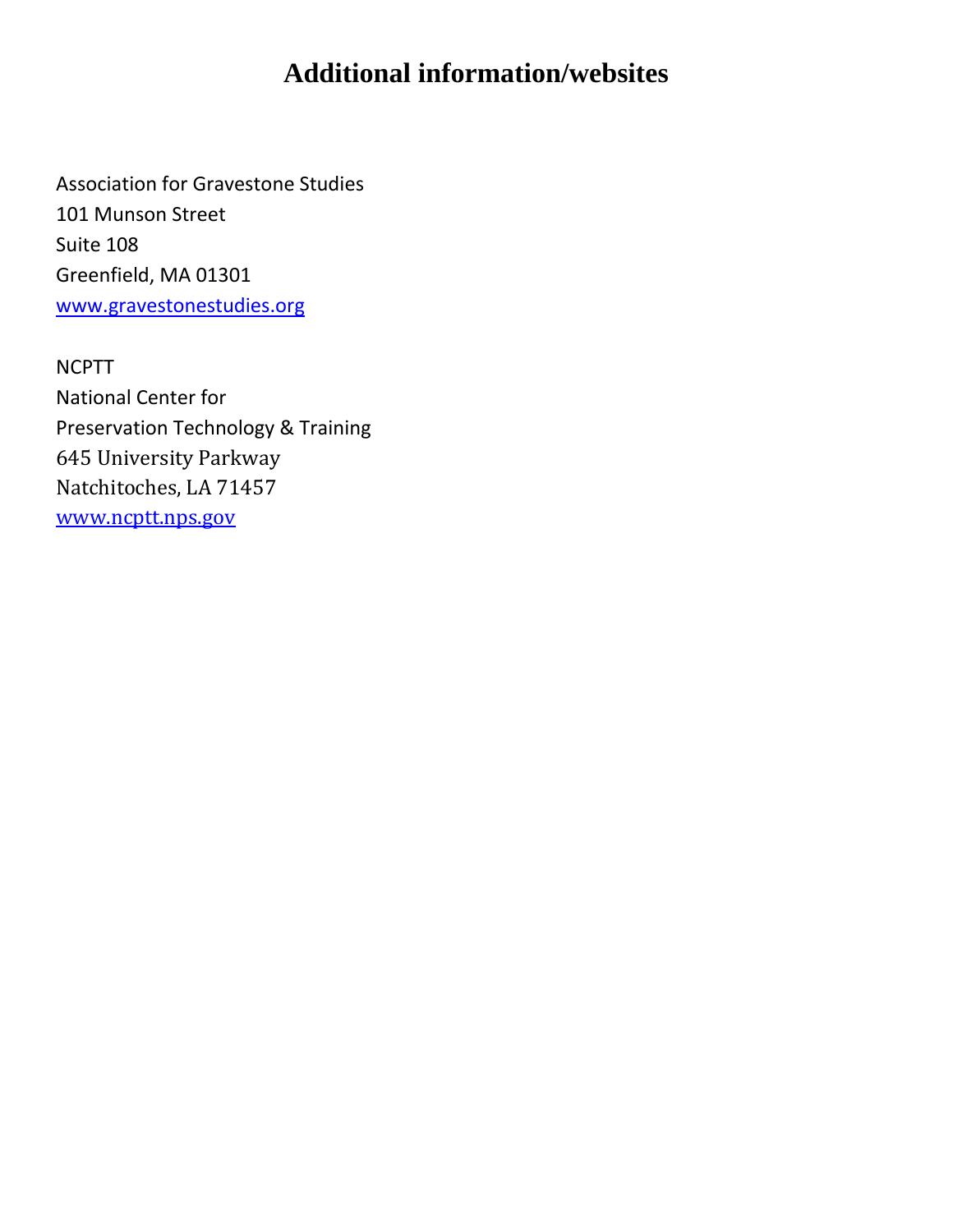# Additional information/websites

Association for Gravestone Studies
101 Munson Street
Suite 108
Greenfield, MA 01301
www.gravestonestudies.org

NCPTT
National Center for
Preservation Technology & Training
645 University Parkway
Natchitoches, LA 71457
www.ncptt.nps.gov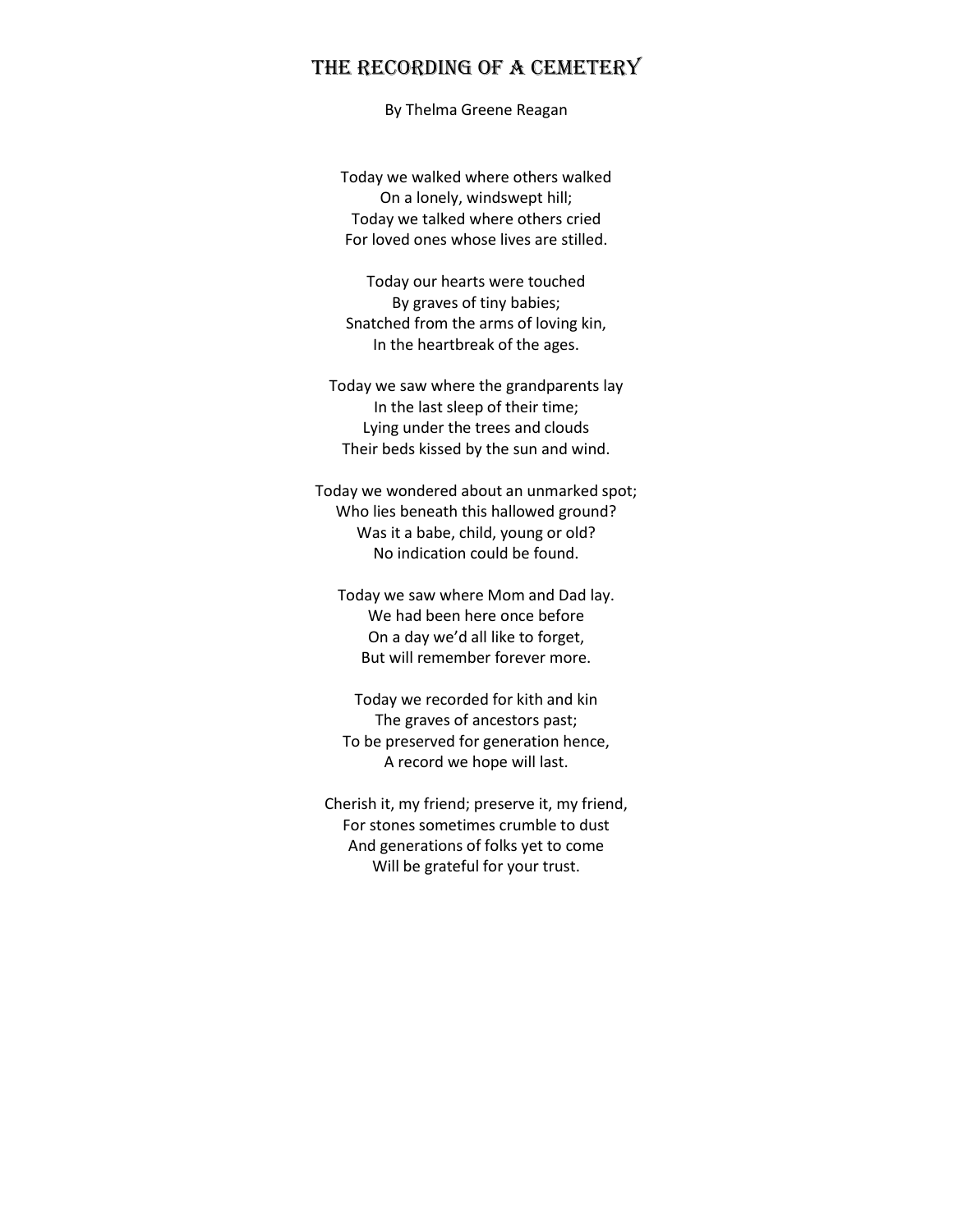# The Recording of a Cemetery

By Thelma Greene Reagan

Today we walked where others walked
On a lonely, windswept hill;
Today we talked where others cried
For loved ones whose lives are stilled.

Today our hearts were touched
By graves of tiny babies;
Snatched from the arms of loving kin,
In the heartbreak of the ages.

Today we saw where the grandparents lay
In the last sleep of their time;
Lying under the trees and clouds
Their beds kissed by the sun and wind.

Today we wondered about an unmarked spot;
Who lies beneath this hallowed ground?
Was it a babe, child, young or old?
No indication could be found.

Today we saw where Mom and Dad lay.
We had been here once before
On a day we'd all like to forget,
But will remember forever more.

Today we recorded for kith and kin
The graves of ancestors past;
To be preserved for generation hence,
A record we hope will last.

Cherish it, my friend; preserve it, my friend,
For stones sometimes crumble to dust
And generations of folks yet to come
Will be grateful for your trust.